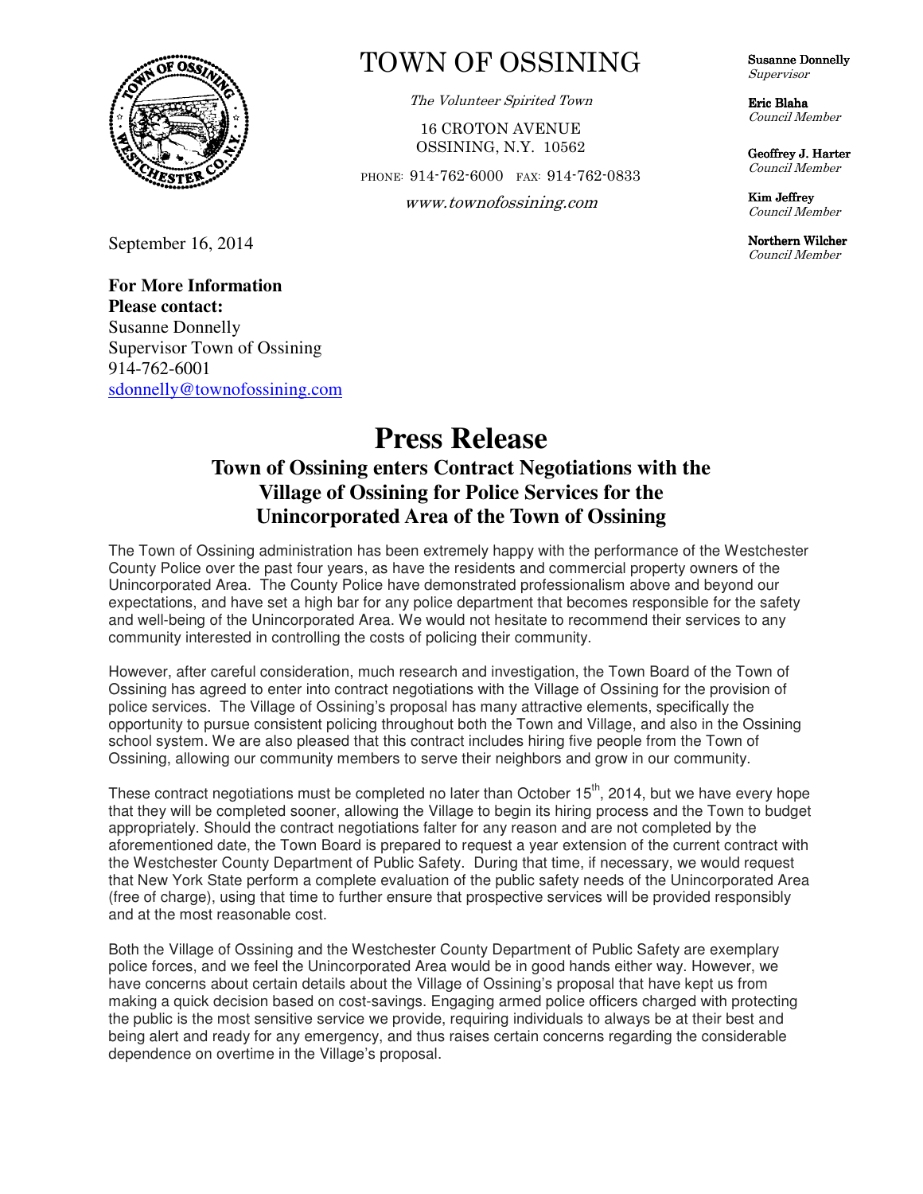# TOWN OF OSSINING

*The Volunteer Spirited Town*

16 CROTON AVENUE
OSSINING, N.Y. 10562

PHONE: 914-762-6000 FAX: 914-762-0833

*www.townofossining.com*

**Susanne Donnelly**
*Supervisor*

**Eric Blaha**
*Council Member*

**Geoffrey J. Harter**
*Council Member*

**Kim Jeffrey**
*Council Member*

**Northern Wilcher**
*Council Member*

September 16, 2014

**For More Information**
**Please contact:**
Susanne Donnelly
Supervisor Town of Ossining
914-762-6001
sdonnelly@townofossining.com

# Press Release

## Town of Ossining enters Contract Negotiations with the Village of Ossining for Police Services for the Unincorporated Area of the Town of Ossining

The Town of Ossining administration has been extremely happy with the performance of the Westchester County Police over the past four years, as have the residents and commercial property owners of the Unincorporated Area. The County Police have demonstrated professionalism above and beyond our expectations, and have set a high bar for any police department that becomes responsible for the safety and well-being of the Unincorporated Area. We would not hesitate to recommend their services to any community interested in controlling the costs of policing their community.

However, after careful consideration, much research and investigation, the Town Board of the Town of Ossining has agreed to enter into contract negotiations with the Village of Ossining for the provision of police services. The Village of Ossining's proposal has many attractive elements, specifically the opportunity to pursue consistent policing throughout both the Town and Village, and also in the Ossining school system. We are also pleased that this contract includes hiring five people from the Town of Ossining, allowing our community members to serve their neighbors and grow in our community.

These contract negotiations must be completed no later than October 15th, 2014, but we have every hope that they will be completed sooner, allowing the Village to begin its hiring process and the Town to budget appropriately. Should the contract negotiations falter for any reason and are not completed by the aforementioned date, the Town Board is prepared to request a year extension of the current contract with the Westchester County Department of Public Safety. During that time, if necessary, we would request that New York State perform a complete evaluation of the public safety needs of the Unincorporated Area (free of charge), using that time to further ensure that prospective services will be provided responsibly and at the most reasonable cost.

Both the Village of Ossining and the Westchester County Department of Public Safety are exemplary police forces, and we feel the Unincorporated Area would be in good hands either way. However, we have concerns about certain details about the Village of Ossining's proposal that have kept us from making a quick decision based on cost-savings. Engaging armed police officers charged with protecting the public is the most sensitive service we provide, requiring individuals to always be at their best and being alert and ready for any emergency, and thus raises certain concerns regarding the considerable dependence on overtime in the Village's proposal.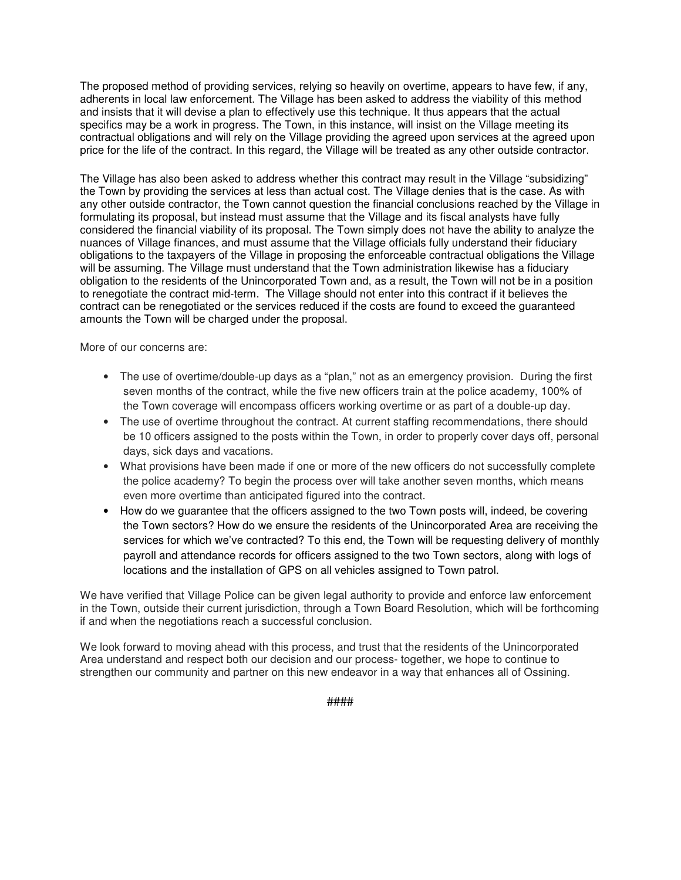The proposed method of providing services, relying so heavily on overtime, appears to have few, if any, adherents in local law enforcement. The Village has been asked to address the viability of this method and insists that it will devise a plan to effectively use this technique. It thus appears that the actual specifics may be a work in progress. The Town, in this instance, will insist on the Village meeting its contractual obligations and will rely on the Village providing the agreed upon services at the agreed upon price for the life of the contract. In this regard, the Village will be treated as any other outside contractor.

The Village has also been asked to address whether this contract may result in the Village "subsidizing" the Town by providing the services at less than actual cost. The Village denies that is the case. As with any other outside contractor, the Town cannot question the financial conclusions reached by the Village in formulating its proposal, but instead must assume that the Village and its fiscal analysts have fully considered the financial viability of its proposal. The Town simply does not have the ability to analyze the nuances of Village finances, and must assume that the Village officials fully understand their fiduciary obligations to the taxpayers of the Village in proposing the enforceable contractual obligations the Village will be assuming. The Village must understand that the Town administration likewise has a fiduciary obligation to the residents of the Unincorporated Town and, as a result, the Town will not be in a position to renegotiate the contract mid-term. The Village should not enter into this contract if it believes the contract can be renegotiated or the services reduced if the costs are found to exceed the guaranteed amounts the Town will be charged under the proposal.

More of our concerns are:

- The use of overtime/double-up days as a "plan," not as an emergency provision. During the first seven months of the contract, while the five new officers train at the police academy, 100% of the Town coverage will encompass officers working overtime or as part of a double-up day.
- The use of overtime throughout the contract. At current staffing recommendations, there should be 10 officers assigned to the posts within the Town, in order to properly cover days off, personal days, sick days and vacations.
- What provisions have been made if one or more of the new officers do not successfully complete the police academy? To begin the process over will take another seven months, which means even more overtime than anticipated figured into the contract.
- How do we guarantee that the officers assigned to the two Town posts will, indeed, be covering the Town sectors? How do we ensure the residents of the Unincorporated Area are receiving the services for which we've contracted? To this end, the Town will be requesting delivery of monthly payroll and attendance records for officers assigned to the two Town sectors, along with logs of locations and the installation of GPS on all vehicles assigned to Town patrol.

We have verified that Village Police can be given legal authority to provide and enforce law enforcement in the Town, outside their current jurisdiction, through a Town Board Resolution, which will be forthcoming if and when the negotiations reach a successful conclusion.

We look forward to moving ahead with this process, and trust that the residents of the Unincorporated Area understand and respect both our decision and our process- together, we hope to continue to strengthen our community and partner on this new endeavor in a way that enhances all of Ossining.

####